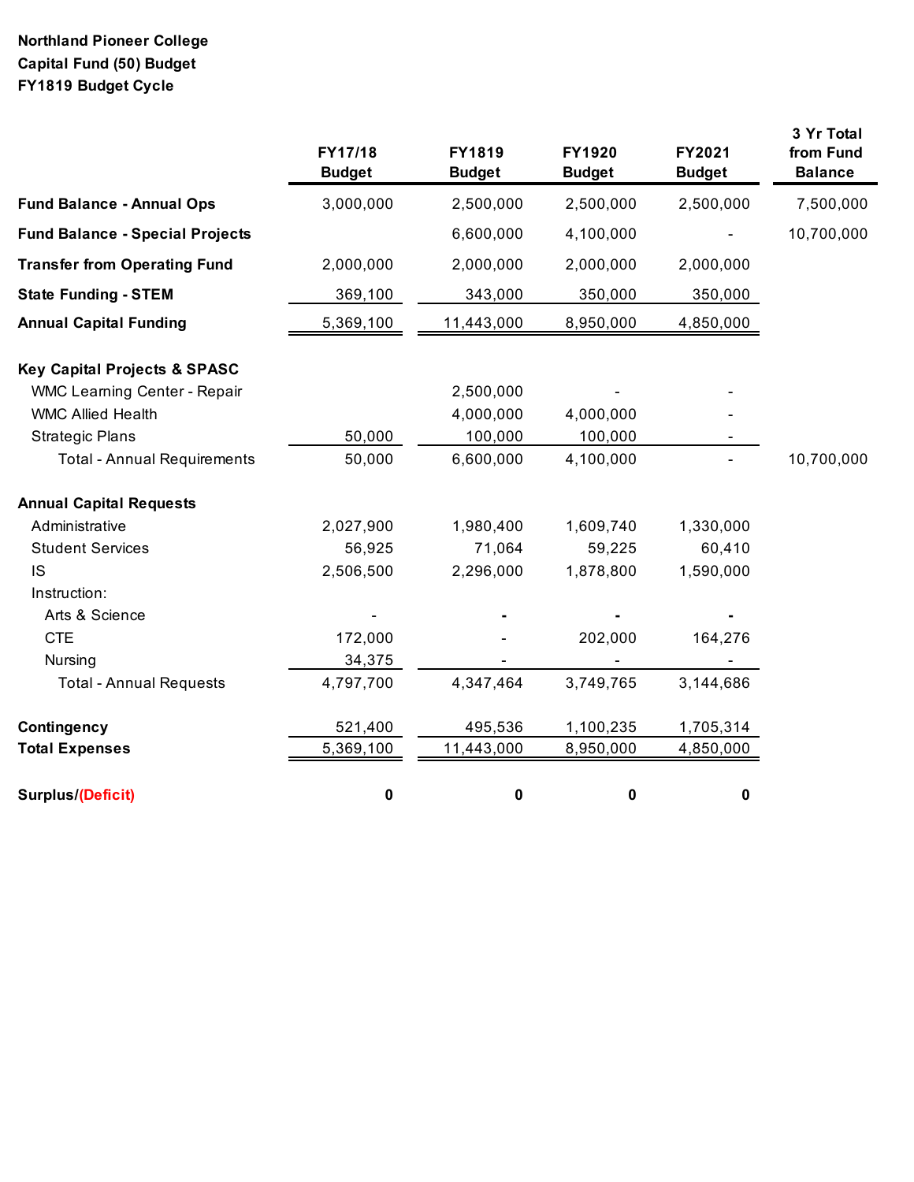**Northland Pioneer College**
**Capital Fund (50) Budget**
**FY1819 Budget Cycle**

| | FY17/18 Budget | FY1819 Budget | FY1920 Budget | FY2021 Budget | 3 Yr Total from Fund Balance |
|---|---|---|---|---|---|
| **Fund Balance - Annual Ops** | 3,000,000 | 2,500,000 | 2,500,000 | 2,500,000 | 7,500,000 |
| **Fund Balance - Special Projects** | | 6,600,000 | 4,100,000 | - | 10,700,000 |
| **Transfer from Operating Fund** | 2,000,000 | 2,000,000 | 2,000,000 | 2,000,000 | |
| **State Funding - STEM** | 369,100 | 343,000 | 350,000 | 350,000 | |
| **Annual Capital Funding** | 5,369,100 | 11,443,000 | 8,950,000 | 4,850,000 | |
| | | | | | |
| **Key Capital Projects & SPASC** | | | | | |
| WMC Learning Center - Repair | | 2,500,000 | - | - | |
| WMC Allied Health | | 4,000,000 | 4,000,000 | - | |
| Strategic Plans | 50,000 | 100,000 | 100,000 | - | |
| Total - Annual Requirements | 50,000 | 6,600,000 | 4,100,000 | - | 10,700,000 |
| | | | | | |
| **Annual Capital Requests** | | | | | |
| Administrative | 2,027,900 | 1,980,400 | 1,609,740 | 1,330,000 | |
| Student Services | 56,925 | 71,064 | 59,225 | 60,410 | |
| IS | 2,506,500 | 2,296,000 | 1,878,800 | 1,590,000 | |
| Instruction: | | | | | |
| Arts & Science | - | - | - | - | |
| CTE | 172,000 | - | 202,000 | 164,276 | |
| Nursing | 34,375 | - | - | - | |
| Total - Annual Requests | 4,797,700 | 4,347,464 | 3,749,765 | 3,144,686 | |
| | | | | | |
| **Contingency** | 521,400 | 495,536 | 1,100,235 | 1,705,314 | |
| **Total Expenses** | 5,369,100 | 11,443,000 | 8,950,000 | 4,850,000 | |
| | | | | | |
| **Surplus/(Deficit)** | **0** | **0** | **0** | **0** | |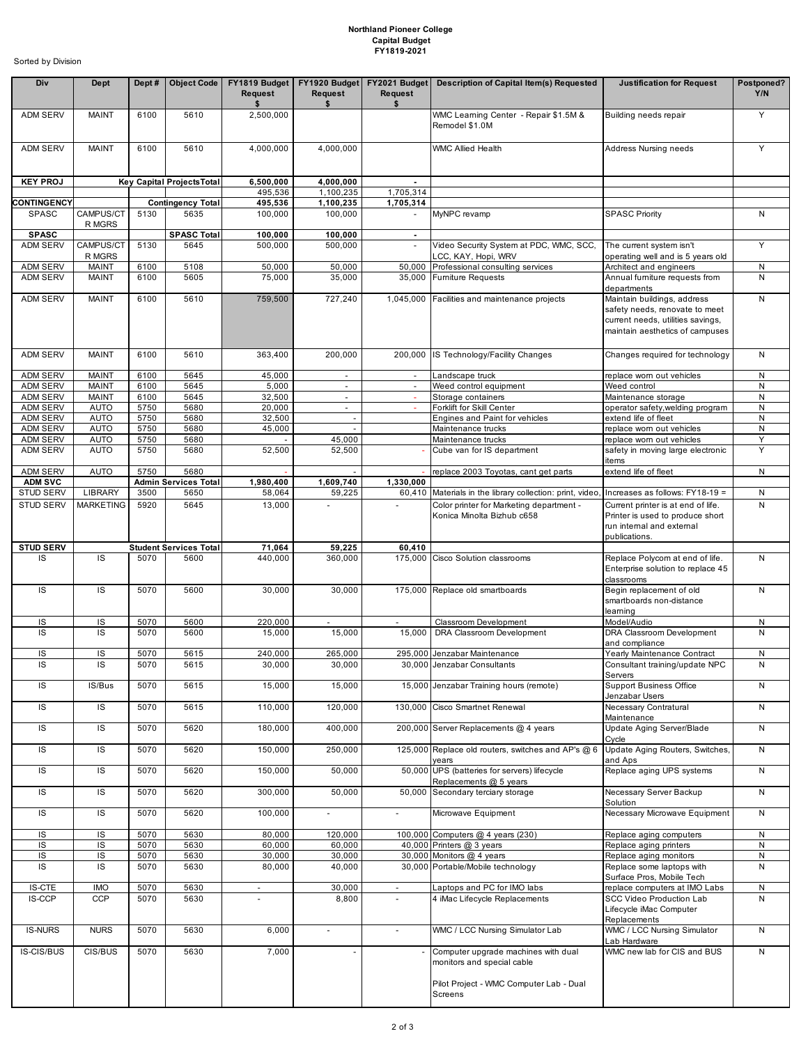**Northland Pioneer College**
**Capital Budget**
**FY1819-2021**

Sorted by Division

| Div | Dept | Dept # | Object Code | FY1819 Budget Request $ | FY1920 Budget Request $ | FY2021 Budget Request $ | Description of Capital Item(s) Requested | Justification for Request | Postponed? Y/N |
|---|---|---|---|---|---|---|---|---|---|
| ADM SERV | MAINT | 6100 | 5610 | 2,500,000 | | | WMC Learning Center - Repair $1.5M & Remodel $1.0M | Building needs repair | Y |
| ADM SERV | MAINT | 6100 | 5610 | 4,000,000 | 4,000,000 | | WMC Allied Health | Address Nursing needs | Y |
| **KEY PROJ** | | **Key Capital Projects Total** | | **6,500,000** | **4,000,000** | **-** | | | |
| | | | | 495,536 | 1,100,235 | 1,705,314 | | | |
| **CONTINGENCY** | | **Contingency Total** | | **495,536** | **1,100,235** | **1,705,314** | | | |
| SPASC | CAMPUS/CTR MGRS | 5130 | 5635 | 100,000 | 100,000 | - | MyNPC revamp | SPASC Priority | N |
| **SPASC** | | | **SPASC Total** | **100,000** | **100,000** | **-** | | | |
| ADM SERV | CAMPUS/CTR MGRS | 5130 | 5645 | 500,000 | 500,000 | - | Video Security System at PDC, WMC, SCC, LCC, KAY, Hopi, WRV | The current system isn't operating well and is 5 years old | Y |
| ADM SERV | MAINT | 6100 | 5108 | 50,000 | 50,000 | 50,000 | Professional consulting services | Architect and engineers | N |
| ADM SERV | MAINT | 6100 | 5605 | 75,000 | 35,000 | 35,000 | Furniture Requests | Annual furniture requests from departments | N |
| ADM SERV | MAINT | 6100 | 5610 | 759,500 | 727,240 | 1,045,000 | Facilities and maintenance projects | Maintain buildings, address safety needs, renovate to meet current needs, utilities savings, maintain aesthetics of campuses | N |
| ADM SERV | MAINT | 6100 | 5610 | 363,400 | 200,000 | 200,000 | IS Technology/Facility Changes | Changes required for technology | N |
| ADM SERV | MAINT | 6100 | 5645 | 45,000 | - | - | Landscape truck | replace worn out vehicles | N |
| ADM SERV | MAINT | 6100 | 5645 | 5,000 | - | - | Weed control equipment | Weed control | N |
| ADM SERV | MAINT | 6100 | 5645 | 32,500 | - | - | Storage containers | Maintenance storage | N |
| ADM SERV | AUTO | 5750 | 5680 | 20,000 | - | - | Forklift for Skill Center | operator safety,welding program | N |
| ADM SERV | AUTO | 5750 | 5680 | 32,500 | - | | Engines and Paint for vehicles | extend life of fleet | N |
| ADM SERV | AUTO | 5750 | 5680 | 45,000 | - | | Maintenance trucks | replace worn out vehicles | N |
| ADM SERV | AUTO | 5750 | 5680 | - | 45,000 | | Maintenance trucks | replace worn out vehicles | Y |
| ADM SERV | AUTO | 5750 | 5680 | 52,500 | 52,500 | - | Cube van for IS department | safety in moving large electronic items | Y |
| ADM SERV | AUTO | 5750 | 5680 | - | - | - | replace 2003 Toyotas, cant get parts | extend life of fleet | N |
| **ADM SVC** | | **Admin Services Total** | | **1,980,400** | **1,609,740** | **1,330,000** | | | |
| STUD SERV | LIBRARY | 3500 | 5650 | 58,064 | 59,225 | 60,410 | Materials in the library collection: print, video, | Increases as follows: FY18-19 = | N |
| STUD SERV | MARKETING | 5920 | 5645 | 13,000 | - | - | Color printer for Marketing department - Konica Minolta Bizhub c658 | Current printer is at end of life. Printer is used to produce short run internal and external publications. | N |
| **STUD SERV** | | **Student Services Total** | | **71,064** | **59,225** | **60,410** | | | |
| IS | IS | 5070 | 5600 | 440,000 | 360,000 | 175,000 | Cisco Solution classrooms | Replace Polycom at end of life. Enterprise solution to replace 45 classrooms | N |
| IS | IS | 5070 | 5600 | 30,000 | 30,000 | 175,000 | Replace old smartboards | Begin replacement of old smartboards non-distance learning | N |
| IS | IS | 5070 | 5600 | 220,000 | - | - | Classroom Development | Model/Audio | N |
| IS | IS | 5070 | 5600 | 15,000 | 15,000 | 15,000 | DRA Classroom Development | DRA Classroom Development and compliance | N |
| IS | IS | 5070 | 5615 | 240,000 | 265,000 | 295,000 | Jenzabar Maintenance | Yearly Maintenance Contract | N |
| IS | IS | 5070 | 5615 | 30,000 | 30,000 | 30,000 | Jenzabar Consultants | Consultant training/update NPC Servers | N |
| IS | IS/Bus | 5070 | 5615 | 15,000 | 15,000 | 15,000 | Jenzabar Training hours (remote) | Support Business Office Jenzabar Users | N |
| IS | IS | 5070 | 5615 | 110,000 | 120,000 | 130,000 | Cisco Smartnet Renewal | Necessary Contratural Maintenance | N |
| IS | IS | 5070 | 5620 | 180,000 | 400,000 | 200,000 | Server Replacements @ 4 years | Update Aging Server/Blade Cycle | N |
| IS | IS | 5070 | 5620 | 150,000 | 250,000 | 125,000 | Replace old routers, switches and AP's @ 6 years | Update Aging Routers, Switches, and Aps | N |
| IS | IS | 5070 | 5620 | 150,000 | 50,000 | 50,000 | UPS (batteries for servers) lifecycle Replacements @ 5 years | Replace aging UPS systems | N |
| IS | IS | 5070 | 5620 | 300,000 | 50,000 | 50,000 | Secondary terciary storage | Necessary Server Backup Solution | N |
| IS | IS | 5070 | 5620 | 100,000 | - | - | Microwave Equipment | Necessary Microwave Equipment | N |
| IS | IS | 5070 | 5630 | 80,000 | 120,000 | 100,000 | Computers @ 4 years (230) | Replace aging computers | N |
| IS | IS | 5070 | 5630 | 60,000 | 60,000 | 40,000 | Printers @ 3 years | Replace aging printers | N |
| IS | IS | 5070 | 5630 | 30,000 | 30,000 | 30,000 | Monitors @ 4 years | Replace aging monitors | N |
| IS | IS | 5070 | 5630 | 80,000 | 40,000 | 30,000 | Portable/Mobile technology | Replace some laptops with Surface Pros, Mobile Tech | N |
| IS-CTE | IMO | 5070 | 5630 | - | 30,000 | - | Laptops and PC for IMO labs | replace computers at IMO Labs | N |
| IS-CCP | CCP | 5070 | 5630 | - | 8,800 | - | 4 iMac Lifecycle Replacements | SCC Video Production Lab Lifecycle iMac Computer Replacements | N |
| IS-NURS | NURS | 5070 | 5630 | 6,000 | - | - | WMC / LCC Nursing Simulator Lab | WMC / LCC Nursing Simulator Lab Hardware | N |
| IS-CIS/BUS | CIS/BUS | 5070 | 5630 | 7,000 | - | - | Computer upgrade machines with dual monitors and special cable<br><br>Pilot Project - WMC Computer Lab - Dual Screens | WMC new lab for CIS and BUS | N |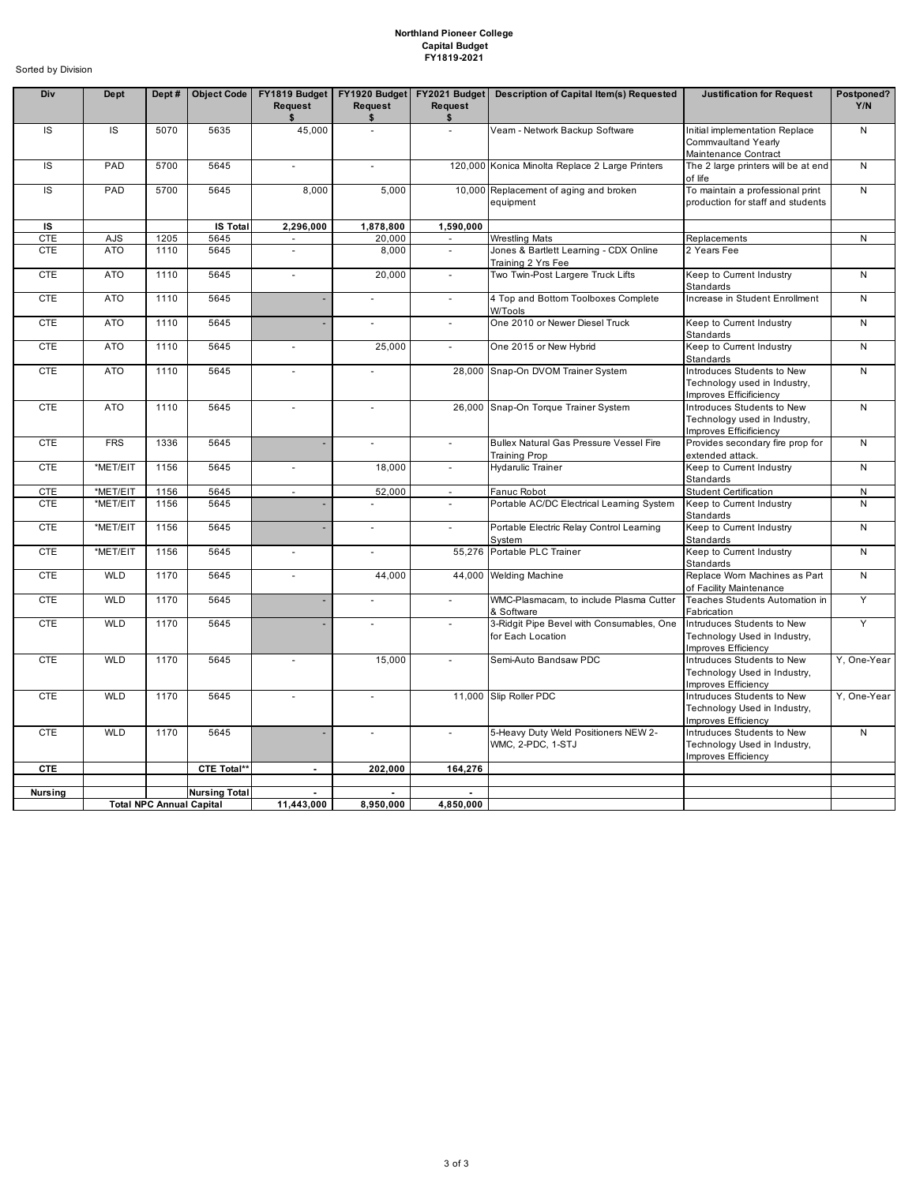**Northland Pioneer College**
**Capital Budget**
**FY1819-2021**

Sorted by Division

| Div | Dept | Dept # | Object Code | FY1819 Budget Request $ | FY1920 Budget Request $ | FY2021 Budget Request $ | Description of Capital Item(s) Requested | Justification for Request | Postponed? Y/N |
|---|---|---|---|---|---|---|---|---|---|
| IS | IS | 5070 | 5635 | 45,000 | - | - | Veam - Network Backup Software | Initial implementation Replace Commvaultand Yearly Maintenance Contract | N |
| IS | PAD | 5700 | 5645 | - | - | 120,000 | Konica Minolta Replace 2 Large Printers | The 2 large printers will be at end of life | N |
| IS | PAD | 5700 | 5645 | 8,000 | 5,000 | 10,000 | Replacement of aging and broken equipment | To maintain a professional print production for staff and students | N |
| **IS** | | | **IS Total** | **2,296,000** | **1,878,800** | **1,590,000** | | | |
| CTE | AJS | 1205 | 5645 | - | 20,000 | - | Wrestling Mats | Replacements | N |
| CTE | ATO | 1110 | 5645 | - | 8,000 | - | Jones & Bartlett Learning - CDX Online Training 2 Yrs Fee | 2 Years Fee | |
| CTE | ATO | 1110 | 5645 | - | 20,000 | - | Two Twin-Post Largere Truck Lifts | Keep to Current Industry Standards | N |
| CTE | ATO | 1110 | 5645 | - | - | - | 4 Top and Bottom Toolboxes Complete W/Tools | Increase in Student Enrollment | N |
| CTE | ATO | 1110 | 5645 | - | - | - | One 2010 or Newer Diesel Truck | Keep to Current Industry Standards | N |
| CTE | ATO | 1110 | 5645 | - | 25,000 | - | One 2015 or New Hybrid | Keep to Current Industry Standards | N |
| CTE | ATO | 1110 | 5645 | - | - | 28,000 | Snap-On DVOM Trainer System | Introduces Students to New Technology used in Industry, Improves Efficificiency | N |
| CTE | ATO | 1110 | 5645 | - | - | 26,000 | Snap-On Torque Trainer System | Introduces Students to New Technology used in Industry, Improves Efficificiency | N |
| CTE | FRS | 1336 | 5645 | - | - | - | Bullex Natural Gas Pressure Vessel Fire Training Prop | Provides secondary fire prop for extended attack. | N |
| CTE | *MET/EIT | 1156 | 5645 | - | 18,000 | - | Hydarulic Trainer | Keep to Current Industry Standards | N |
| CTE | *MET/EIT | 1156 | 5645 | - | 52,000 | - | Fanuc Robot | Student Certification | N |
| CTE | *MET/EIT | 1156 | 5645 | - | - | - | Portable AC/DC Electrical Learning System | Keep to Current Industry Standards | N |
| CTE | *MET/EIT | 1156 | 5645 | - | - | - | Portable Electric Relay Control Learning System | Keep to Current Industry Standards | N |
| CTE | *MET/EIT | 1156 | 5645 | - | - | 55,276 | Portable PLC Trainer | Keep to Current Industry Standards | N |
| CTE | WLD | 1170 | 5645 | - | 44,000 | 44,000 | Welding Machine | Replace Worn Machines as Part of Facility Maintenance | N |
| CTE | WLD | 1170 | 5645 | - | - | - | WMC-Plasmacam, to include Plasma Cutter & Software | Teaches Students Automation in Fabrication | Y |
| CTE | WLD | 1170 | 5645 | - | - | - | 3-Ridgit Pipe Bevel with Consumables, One for Each Location | Intrudces Students to New Technology Used in Industry, Improves Efficiency | Y |
| CTE | WLD | 1170 | 5645 | - | 15,000 | - | Semi-Auto Bandsaw PDC | Intrudces Students to New Technology Used in Industry, Improves Efficiency | Y, One-Year |
| CTE | WLD | 1170 | 5645 | - | - | 11,000 | Slip Roller PDC | Intrudces Students to New Technology Used in Industry, Improves Efficiency | Y, One-Year |
| CTE | WLD | 1170 | 5645 | - | - | - | 5-Heavy Duty Weld Positioners NEW 2-WMC, 2-PDC, 1-STJ | Intrudces Students to New Technology Used in Industry, Improves Efficiency | N |
| **CTE** | | | **CTE Total\*\*** | **-** | **202,000** | **164,276** | | | |
| | | | | | | | | | |
| **Nursing** | | | **Nursing Total** | **-** | **-** | **-** | | | |
| | **Total NPC Annual Capital** | | | **11,443,000** | **8,950,000** | **4,850,000** | | | |